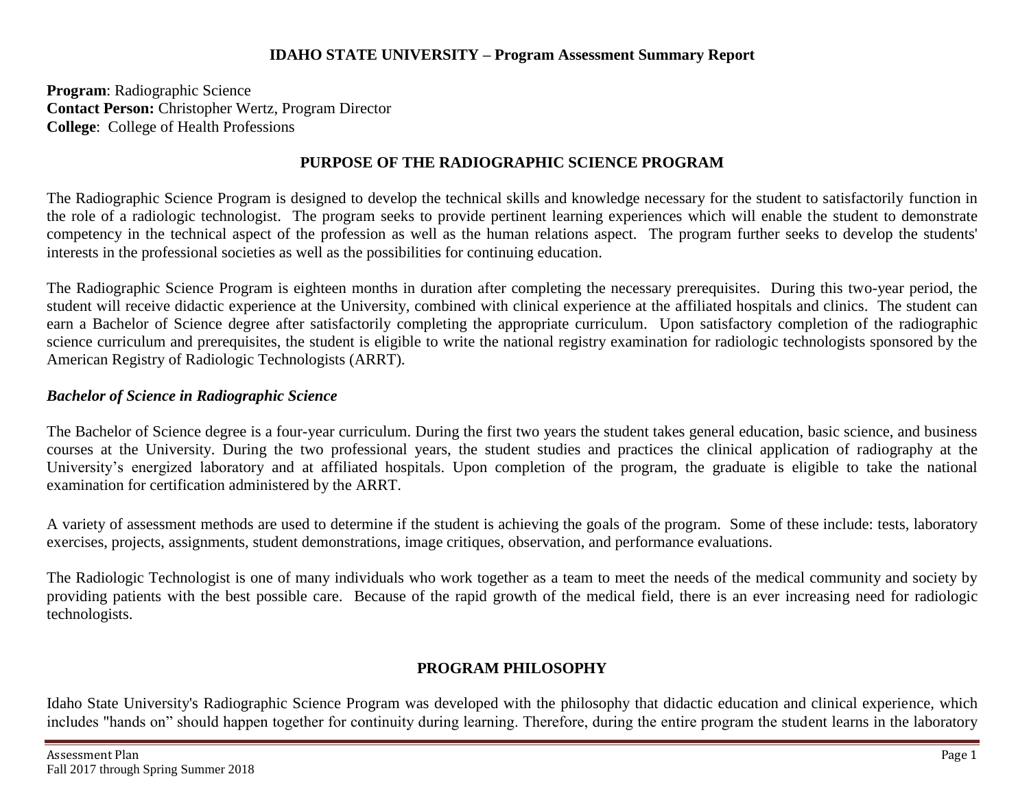# IDAHO STATE UNIVERSITY – Program Assessment Summary Report

**Program**: Radiographic Science
**Contact Person:** Christopher Wertz, Program Director
**College**: College of Health Professions

## PURPOSE OF THE RADIOGRAPHIC SCIENCE PROGRAM

The Radiographic Science Program is designed to develop the technical skills and knowledge necessary for the student to satisfactorily function in the role of a radiologic technologist. The program seeks to provide pertinent learning experiences which will enable the student to demonstrate competency in the technical aspect of the profession as well as the human relations aspect. The program further seeks to develop the students' interests in the professional societies as well as the possibilities for continuing education.

The Radiographic Science Program is eighteen months in duration after completing the necessary prerequisites. During this two-year period, the student will receive didactic experience at the University, combined with clinical experience at the affiliated hospitals and clinics. The student can earn a Bachelor of Science degree after satisfactorily completing the appropriate curriculum. Upon satisfactory completion of the radiographic science curriculum and prerequisites, the student is eligible to write the national registry examination for radiologic technologists sponsored by the American Registry of Radiologic Technologists (ARRT).

### *Bachelor of Science in Radiographic Science*

The Bachelor of Science degree is a four-year curriculum. During the first two years the student takes general education, basic science, and business courses at the University. During the two professional years, the student studies and practices the clinical application of radiography at the University's energized laboratory and at affiliated hospitals. Upon completion of the program, the graduate is eligible to take the national examination for certification administered by the ARRT.

A variety of assessment methods are used to determine if the student is achieving the goals of the program. Some of these include: tests, laboratory exercises, projects, assignments, student demonstrations, image critiques, observation, and performance evaluations.

The Radiologic Technologist is one of many individuals who work together as a team to meet the needs of the medical community and society by providing patients with the best possible care. Because of the rapid growth of the medical field, there is an ever increasing need for radiologic technologists.

## PROGRAM PHILOSOPHY

Idaho State University's Radiographic Science Program was developed with the philosophy that didactic education and clinical experience, which includes "hands on" should happen together for continuity during learning. Therefore, during the entire program the student learns in the laboratory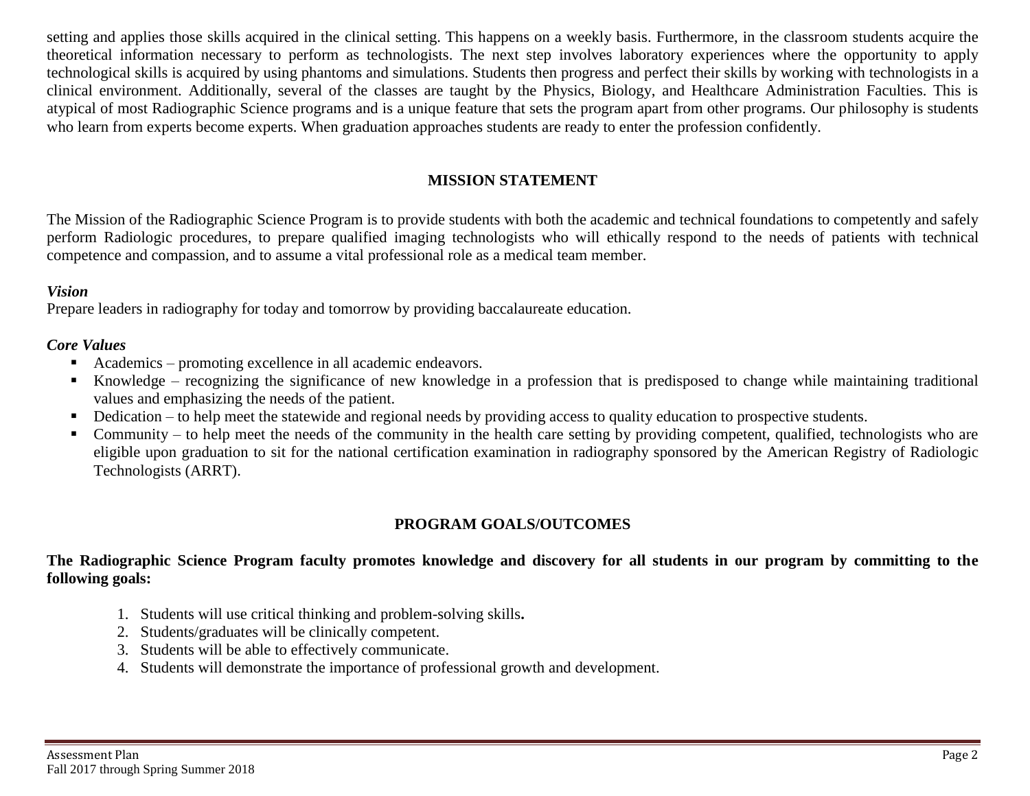setting and applies those skills acquired in the clinical setting. This happens on a weekly basis. Furthermore, in the classroom students acquire the theoretical information necessary to perform as technologists. The next step involves laboratory experiences where the opportunity to apply technological skills is acquired by using phantoms and simulations. Students then progress and perfect their skills by working with technologists in a clinical environment. Additionally, several of the classes are taught by the Physics, Biology, and Healthcare Administration Faculties. This is atypical of most Radiographic Science programs and is a unique feature that sets the program apart from other programs. Our philosophy is students who learn from experts become experts. When graduation approaches students are ready to enter the profession confidently.

## MISSION STATEMENT

The Mission of the Radiographic Science Program is to provide students with both the academic and technical foundations to competently and safely perform Radiologic procedures, to prepare qualified imaging technologists who will ethically respond to the needs of patients with technical competence and compassion, and to assume a vital professional role as a medical team member.

### *Vision*

Prepare leaders in radiography for today and tomorrow by providing baccalaureate education.

### *Core Values*

- Academics – promoting excellence in all academic endeavors.
- Knowledge – recognizing the significance of new knowledge in a profession that is predisposed to change while maintaining traditional values and emphasizing the needs of the patient.
- Dedication – to help meet the statewide and regional needs by providing access to quality education to prospective students.
- Community – to help meet the needs of the community in the health care setting by providing competent, qualified, technologists who are eligible upon graduation to sit for the national certification examination in radiography sponsored by the American Registry of Radiologic Technologists (ARRT).

## PROGRAM GOALS/OUTCOMES

**The Radiographic Science Program faculty promotes knowledge and discovery for all students in our program by committing to the following goals:**

1. Students will use critical thinking and problem-solving skills**.**
2. Students/graduates will be clinically competent.
3. Students will be able to effectively communicate.
4. Students will demonstrate the importance of professional growth and development.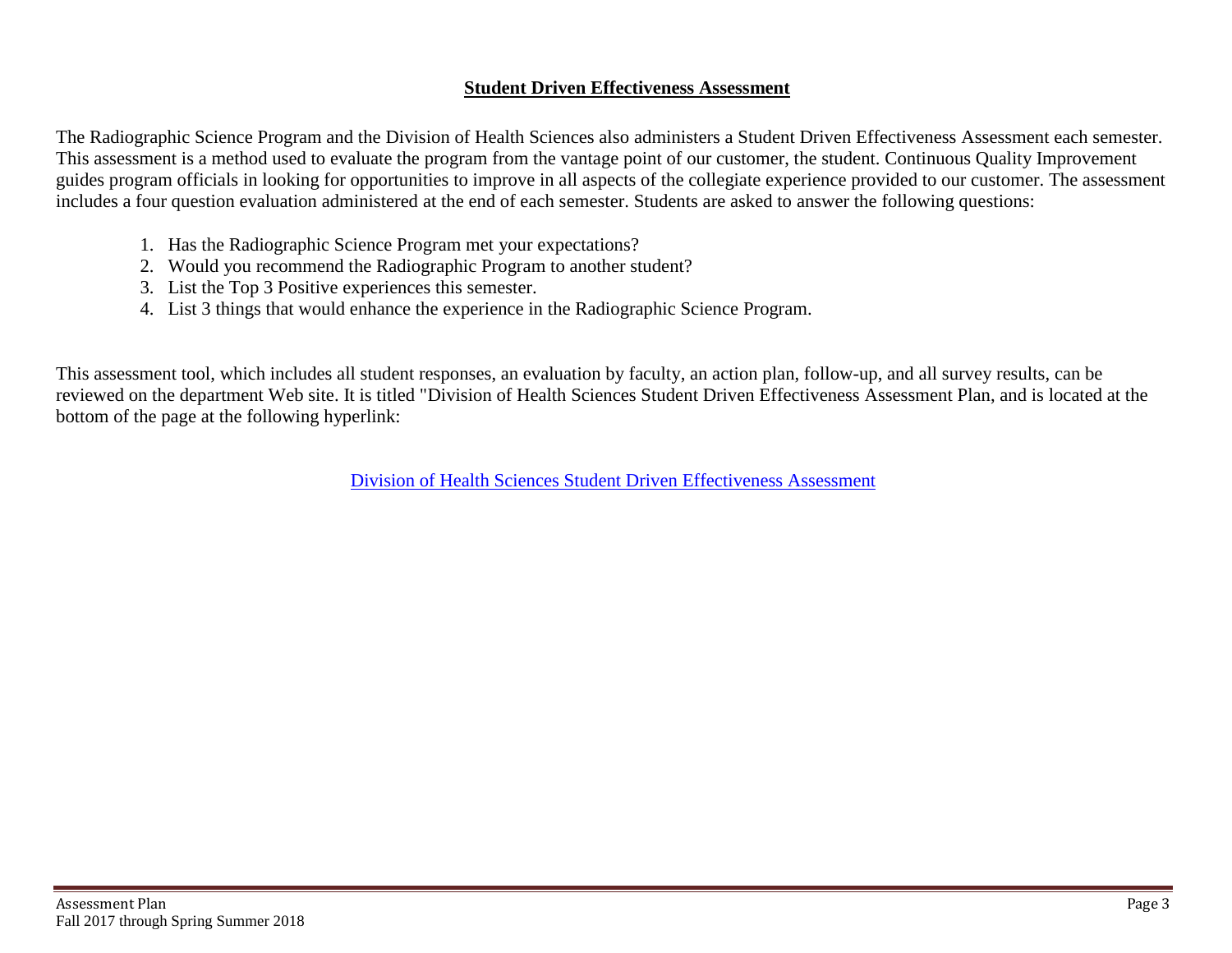## Student Driven Effectiveness Assessment

The Radiographic Science Program and the Division of Health Sciences also administers a Student Driven Effectiveness Assessment each semester. This assessment is a method used to evaluate the program from the vantage point of our customer, the student. Continuous Quality Improvement guides program officials in looking for opportunities to improve in all aspects of the collegiate experience provided to our customer. The assessment includes a four question evaluation administered at the end of each semester. Students are asked to answer the following questions:

1. Has the Radiographic Science Program met your expectations?
2. Would you recommend the Radiographic Program to another student?
3. List the Top 3 Positive experiences this semester.
4. List 3 things that would enhance the experience in the Radiographic Science Program.

This assessment tool, which includes all student responses, an evaluation by faculty, an action plan, follow-up, and all survey results, can be reviewed on the department Web site. It is titled "Division of Health Sciences Student Driven Effectiveness Assessment Plan, and is located at the bottom of the page at the following hyperlink:

Division of Health Sciences Student Driven Effectiveness Assessment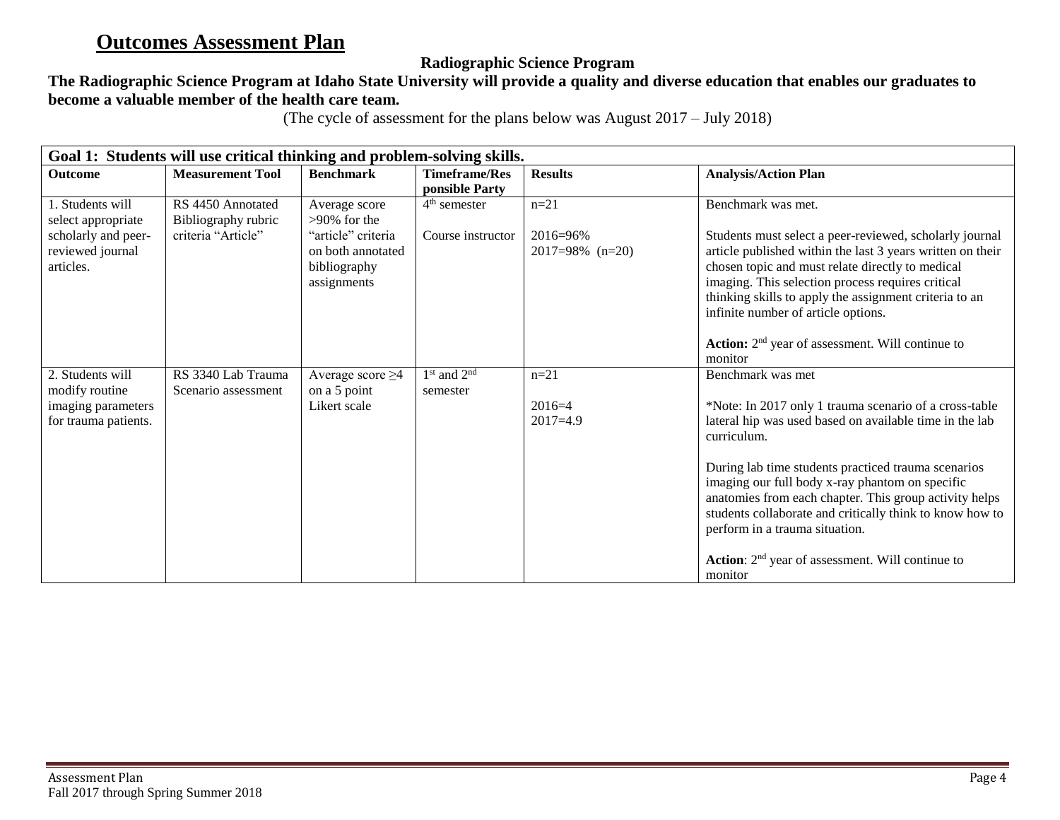# Outcomes Assessment Plan

**Radiographic Science Program**

**The Radiographic Science Program at Idaho State University will provide a quality and diverse education that enables our graduates to become a valuable member of the health care team.**

(The cycle of assessment for the plans below was August 2017 – July 2018)

| **Goal 1: Students will use critical thinking and problem-solving skills.** | | | | | |
|---|---|---|---|---|---|
| **Outcome** | **Measurement Tool** | **Benchmark** | **Timeframe/Responsible Party** | **Results** | **Analysis/Action Plan** |
| 1. Students will select appropriate scholarly and peer-reviewed journal articles. | RS 4450 Annotated Bibliography rubric criteria "Article" | Average score >90% for the "article" criteria on both annotated bibliography assignments | 4th semester<br><br>Course instructor | n=21<br><br>2016=96%<br>2017=98% (n=20) | Benchmark was met.<br><br>Students must select a peer-reviewed, scholarly journal article published within the last 3 years written on their chosen topic and must relate directly to medical imaging. This selection process requires critical thinking skills to apply the assignment criteria to an infinite number of article options.<br><br>**Action:** 2nd year of assessment. Will continue to monitor |
| 2. Students will modify routine imaging parameters for trauma patients. | RS 3340 Lab Trauma Scenario assessment | Average score ≥4 on a 5 point Likert scale | 1st and 2nd semester | n=21<br><br>2016=4<br>2017=4.9 | Benchmark was met<br><br>*Note: In 2017 only 1 trauma scenario of a cross-table lateral hip was used based on available time in the lab curriculum.<br><br>During lab time students practiced trauma scenarios imaging our full body x-ray phantom on specific anatomies from each chapter. This group activity helps students collaborate and critically think to know how to perform in a trauma situation.<br><br>**Action**: 2nd year of assessment. Will continue to monitor |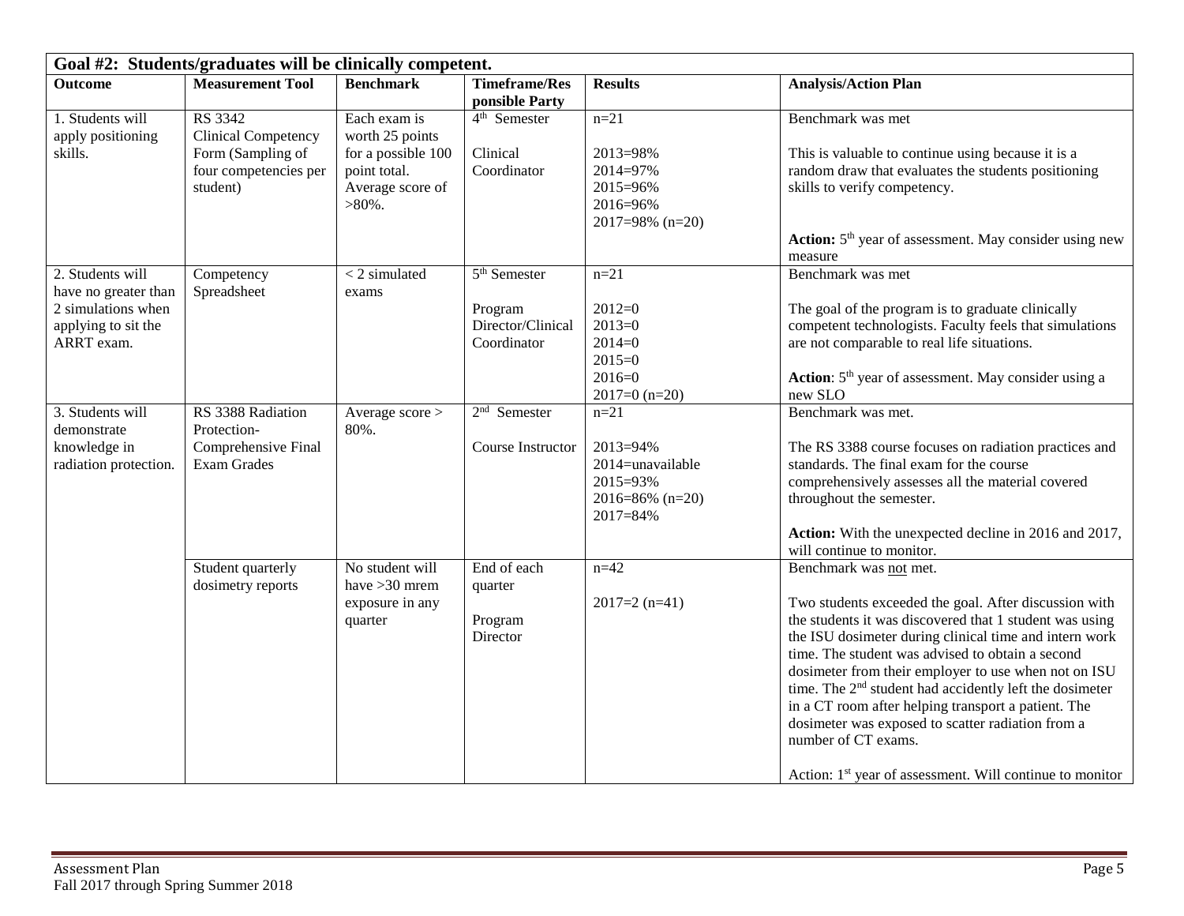| Goal #2: Students/graduates will be clinically competent. | | | | | |
|---|---|---|---|---|---|
| **Outcome** | **Measurement Tool** | **Benchmark** | **Timeframe/Responsible Party** | **Results** | **Analysis/Action Plan** |
| 1. Students will apply positioning skills. | RS 3342 Clinical Competency Form (Sampling of four competencies per student) | Each exam is worth 25 points for a possible 100 point total. Average score of >80%. | 4th Semester<br><br>Clinical Coordinator | n=21<br><br>2013=98%<br>2014=97%<br>2015=96%<br>2016=96%<br>2017=98% (n=20) | Benchmark was met<br><br>This is valuable to continue using because it is a random draw that evaluates the students positioning skills to verify competency.<br><br>**Action:** 5th year of assessment. May consider using new measure |
| 2. Students will have no greater than 2 simulations when applying to sit the ARRT exam. | Competency Spreadsheet | < 2 simulated exams | 5th Semester<br><br>Program Director/Clinical Coordinator | n=21<br><br>2012=0<br>2013=0<br>2014=0<br>2015=0<br>2016=0<br>2017=0 (n=20) | Benchmark was met<br><br>The goal of the program is to graduate clinically competent technologists. Faculty feels that simulations are not comparable to real life situations.<br><br>**Action**: 5th year of assessment. May consider using a new SLO |
| 3. Students will demonstrate knowledge in radiation protection. | RS 3388 Radiation Protection-Comprehensive Final Exam Grades | Average score > 80%. | 2nd Semester<br><br>Course Instructor | n=21<br><br>2013=94%<br>2014=unavailable<br>2015=93%<br>2016=86% (n=20)<br>2017=84% | Benchmark was met.<br><br>The RS 3388 course focuses on radiation practices and standards. The final exam for the course comprehensively assesses all the material covered throughout the semester.<br><br>**Action:** With the unexpected decline in 2016 and 2017, will continue to monitor. |
| | Student quarterly dosimetry reports | No student will have >30 mrem exposure in any quarter | End of each quarter<br><br>Program Director | n=42<br><br>2017=2 (n=41) | Benchmark was not met.<br><br>Two students exceeded the goal. After discussion with the students it was discovered that 1 student was using the ISU dosimeter during clinical time and intern work time. The student was advised to obtain a second dosimeter from their employer to use when not on ISU time. The 2nd student had accidently left the dosimeter in a CT room after helping transport a patient. The dosimeter was exposed to scatter radiation from a number of CT exams.<br><br>Action: 1st year of assessment. Will continue to monitor |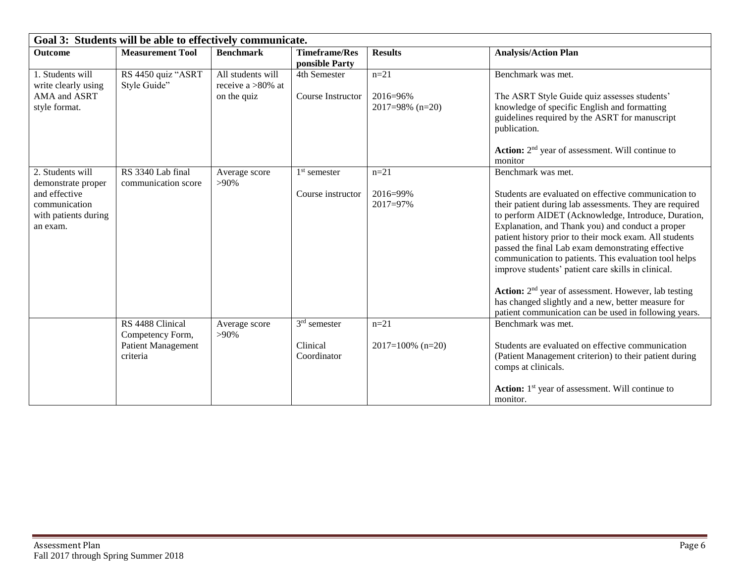| Goal 3: Students will be able to effectively communicate. | | | | | |
|---|---|---|---|---|---|
| **Outcome** | **Measurement Tool** | **Benchmark** | **Timeframe/Responsible Party** | **Results** | **Analysis/Action Plan** |
| 1. Students will write clearly using AMA and ASRT style format. | RS 4450 quiz "ASRT Style Guide" | All students will receive a >80% at on the quiz | 4th Semester<br><br>Course Instructor | n=21<br><br>2016=96%<br>2017=98% (n=20) | Benchmark was met.<br><br>The ASRT Style Guide quiz assesses students' knowledge of specific English and formatting guidelines required by the ASRT for manuscript publication.<br><br>**Action:** 2nd year of assessment. Will continue to monitor |
| 2. Students will demonstrate proper and effective communication with patients during an exam. | RS 3340 Lab final communication score | Average score >90% | 1st semester<br><br>Course instructor | n=21<br><br>2016=99%<br>2017=97% | Benchmark was met.<br><br>Students are evaluated on effective communication to their patient during lab assessments. They are required to perform AIDET (Acknowledge, Introduce, Duration, Explanation, and Thank you) and conduct a proper patient history prior to their mock exam. All students passed the final Lab exam demonstrating effective communication to patients. This evaluation tool helps improve students' patient care skills in clinical.<br><br>**Action:** 2nd year of assessment. However, lab testing has changed slightly and a new, better measure for patient communication can be used in following years. |
| | RS 4488 Clinical Competency Form, Patient Management criteria | Average score >90% | 3rd semester<br><br>Clinical Coordinator | n=21<br><br>2017=100% (n=20) | Benchmark was met.<br><br>Students are evaluated on effective communication (Patient Management criterion) to their patient during comps at clinicals.<br><br>**Action:** 1st year of assessment. Will continue to monitor. |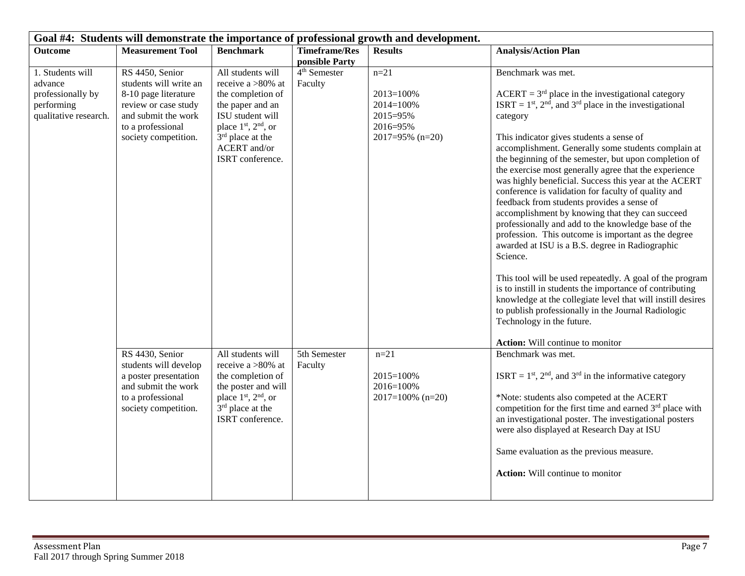| Goal #4: Students will demonstrate the importance of professional growth and development. | | | | | |
|---|---|---|---|---|---|
| **Outcome** | **Measurement Tool** | **Benchmark** | **Timeframe/Responsible Party** | **Results** | **Analysis/Action Plan** |
| 1. Students will advance professionally by performing qualitative research. | RS 4450, Senior students will write an 8-10 page literature review or case study and submit the work to a professional society competition. | All students will receive a >80% at the completion of the paper and an ISU student will place 1st, 2nd, or 3rd place at the ACERT and/or ISRT conference. | 4th Semester Faculty | n=21<br><br>2013=100%<br>2014=100%<br>2015=95%<br>2016=95%<br>2017=95% (n=20) | Benchmark was met.<br><br>ACERT = 3rd place in the investigational category<br>ISRT = 1st, 2nd, and 3rd place in the investigational category<br><br>This indicator gives students a sense of accomplishment. Generally some students complain at the beginning of the semester, but upon completion of the exercise most generally agree that the experience was highly beneficial. Success this year at the ACERT conference is validation for faculty of quality and feedback from students provides a sense of accomplishment by knowing that they can succeed professionally and add to the knowledge base of the profession. This outcome is important as the degree awarded at ISU is a B.S. degree in Radiographic Science.<br><br>This tool will be used repeatedly. A goal of the program is to instill in students the importance of contributing knowledge at the collegiate level that will instill desires to publish professionally in the Journal Radiologic Technology in the future.<br><br>**Action:** Will continue to monitor |
| | RS 4430, Senior students will develop a poster presentation and submit the work to a professional society competition. | All students will receive a >80% at the completion of the poster and will place 1st, 2nd, or 3rd place at the ISRT conference. | 5th Semester Faculty | n=21<br><br>2015=100%<br>2016=100%<br>2017=100% (n=20) | Benchmark was met.<br><br>ISRT = 1st, 2nd, and 3rd in the informative category<br><br>*Note: students also competed at the ACERT competition for the first time and earned 3rd place with an investigational poster. The investigational posters were also displayed at Research Day at ISU<br><br>Same evaluation as the previous measure.<br><br>**Action:** Will continue to monitor |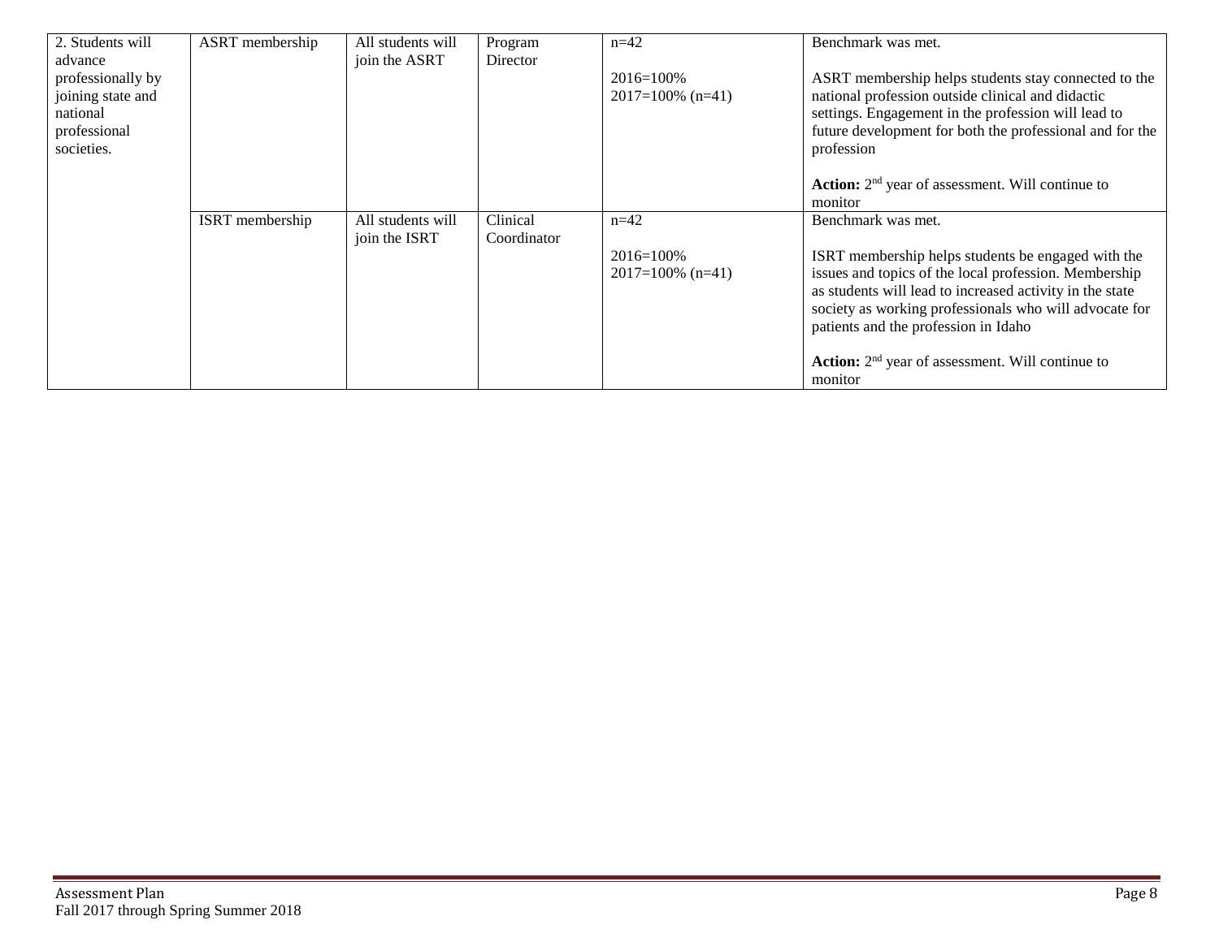| 2. Students will advance professionally by joining state and national professional societies. | ASRT membership | All students will join the ASRT | Program Director | n=42<br><br>2016=100%<br>2017=100% (n=41) | Benchmark was met.<br><br>ASRT membership helps students stay connected to the national profession outside clinical and didactic settings. Engagement in the profession will lead to future development for both the professional and for the profession<br><br>**Action:** 2nd year of assessment. Will continue to monitor |
|---|---|---|---|---|---|
| | ISRT membership | All students will join the ISRT | Clinical Coordinator | n=42<br><br>2016=100%<br>2017=100% (n=41) | Benchmark was met.<br><br>ISRT membership helps students be engaged with the issues and topics of the local profession. Membership as students will lead to increased activity in the state society as working professionals who will advocate for patients and the profession in Idaho<br><br>**Action:** 2nd year of assessment. Will continue to monitor |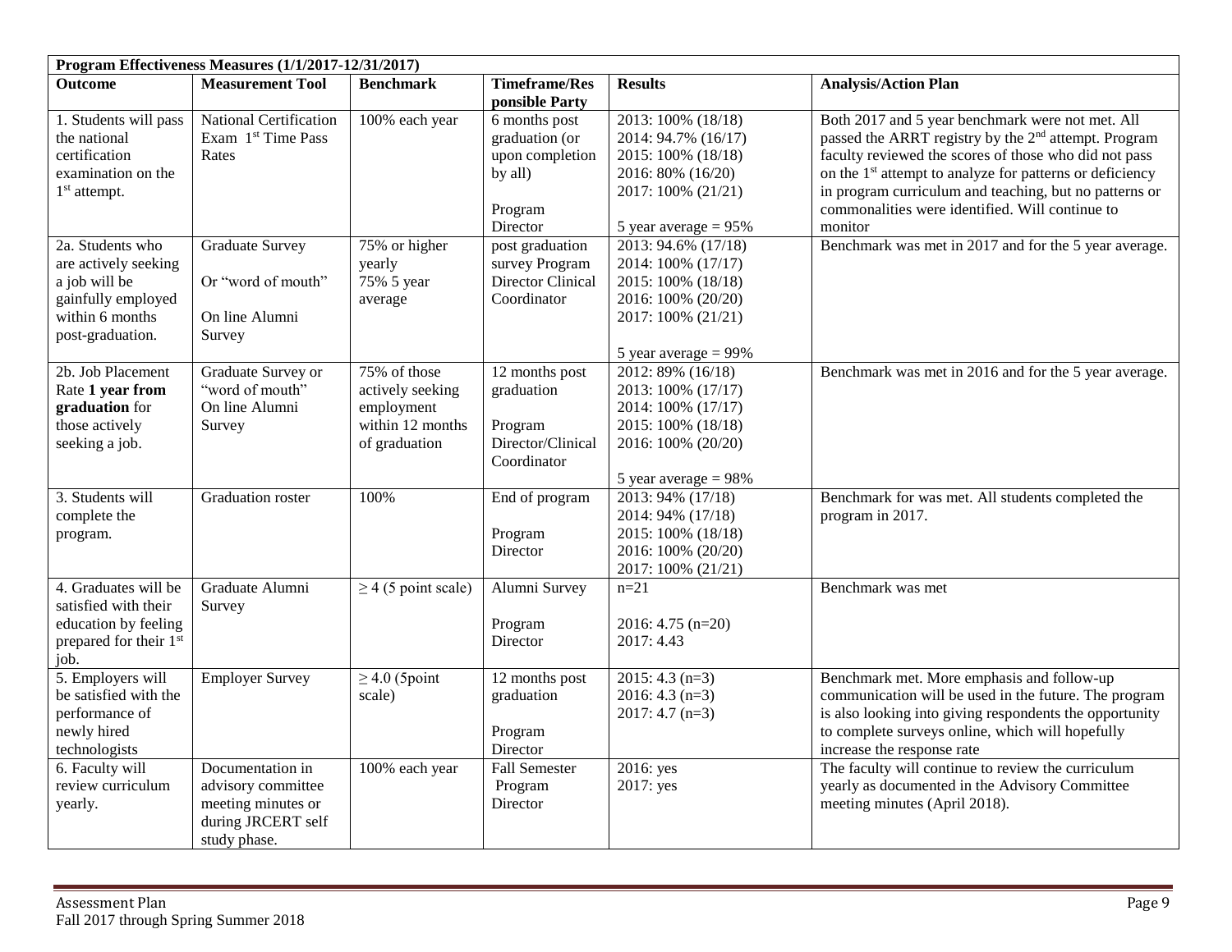| Program Effectiveness Measures (1/1/2017-12/31/2017) | | | | | |
|---|---|---|---|---|---|
| **Outcome** | **Measurement Tool** | **Benchmark** | **Timeframe/Responsible Party** | **Results** | **Analysis/Action Plan** |
| 1. Students will pass the national certification examination on the 1st attempt. | National Certification Exam 1st Time Pass Rates | 100% each year | 6 months post graduation (or upon completion by all)<br><br>Program Director | 2013: 100% (18/18)<br>2014: 94.7% (16/17)<br>2015: 100% (18/18)<br>2016: 80% (16/20)<br>2017: 100% (21/21)<br><br>5 year average = 95% | Both 2017 and 5 year benchmark were not met. All passed the ARRT registry by the 2nd attempt. Program faculty reviewed the scores of those who did not pass on the 1st attempt to analyze for patterns or deficiency in program curriculum and teaching, but no patterns or commonalities were identified. Will continue to monitor |
| 2a. Students who are actively seeking a job will be gainfully employed within 6 months post-graduation. | Graduate Survey<br><br>Or "word of mouth"<br><br>On line Alumni Survey | 75% or higher yearly<br>75% 5 year average | post graduation survey Program Director Clinical Coordinator | 2013: 94.6% (17/18)<br>2014: 100% (17/17)<br>2015: 100% (18/18)<br>2016: 100% (20/20)<br>2017: 100% (21/21)<br><br>5 year average = 99% | Benchmark was met in 2017 and for the 5 year average. |
| 2b. Job Placement Rate **1 year from graduation** for those actively seeking a job. | Graduate Survey or "word of mouth" On line Alumni Survey | 75% of those actively seeking employment within 12 months of graduation | 12 months post graduation<br><br>Program Director/Clinical Coordinator | 2012: 89% (16/18)<br>2013: 100% (17/17)<br>2014: 100% (17/17)<br>2015: 100% (18/18)<br>2016: 100% (20/20)<br><br>5 year average = 98% | Benchmark was met in 2016 and for the 5 year average. |
| 3. Students will complete the program. | Graduation roster | 100% | End of program<br><br>Program Director | 2013: 94% (17/18)<br>2014: 94% (17/18)<br>2015: 100% (18/18)<br>2016: 100% (20/20)<br>2017: 100% (21/21) | Benchmark for was met. All students completed the program in 2017. |
| 4. Graduates will be satisfied with their education by feeling prepared for their 1st job. | Graduate Alumni Survey | ≥ 4 (5 point scale) | Alumni Survey<br><br>Program Director | n=21<br><br>2016: 4.75 (n=20)<br>2017: 4.43 | Benchmark was met |
| 5. Employers will be satisfied with the performance of newly hired technologists | Employer Survey | ≥ 4.0 (5point scale) | 12 months post graduation<br><br>Program Director | 2015: 4.3 (n=3)<br>2016: 4.3 (n=3)<br>2017: 4.7 (n=3) | Benchmark met. More emphasis and follow-up communication will be used in the future. The program is also looking into giving respondents the opportunity to complete surveys online, which will hopefully increase the response rate |
| 6. Faculty will review curriculum yearly. | Documentation in advisory committee meeting minutes or during JRCERT self study phase. | 100% each year | Fall Semester Program Director | 2016: yes<br>2017: yes | The faculty will continue to review the curriculum yearly as documented in the Advisory Committee meeting minutes (April 2018). |